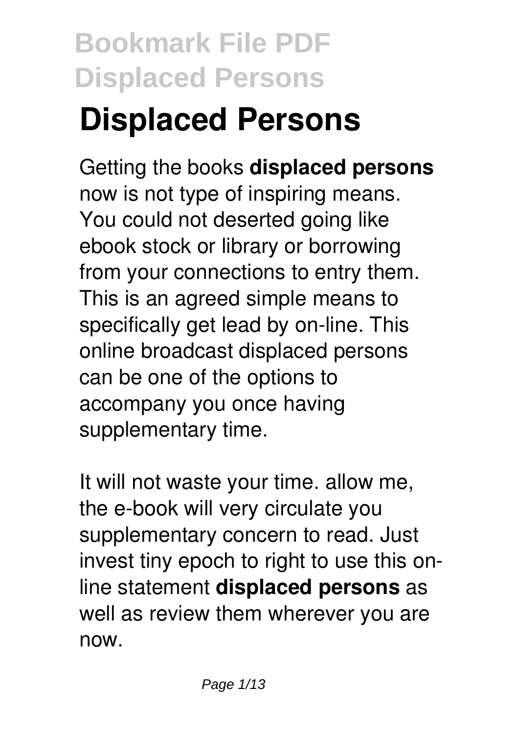# Bookmark File PDF Displaced Persons

# Displaced Persons

Getting the books **displaced persons** now is not type of inspiring means. You could not deserted going like ebook stock or library or borrowing from your connections to entry them. This is an agreed simple means to specifically get lead by on-line. This online broadcast displaced persons can be one of the options to accompany you once having supplementary time.

It will not waste your time. allow me, the e-book will very circulate you supplementary concern to read. Just invest tiny epoch to right to use this on-line statement **displaced persons** as well as review them wherever you are now.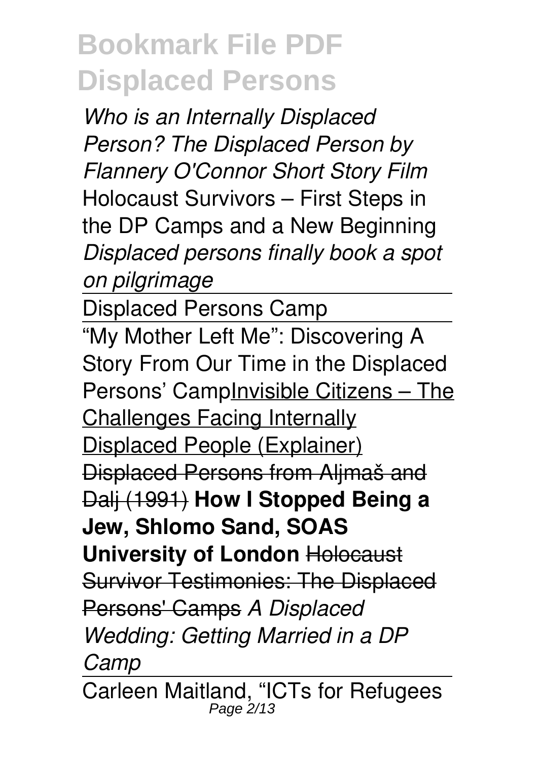*Who is an Internally Displaced Person? The Displaced Person by Flannery O'Connor Short Story Film* Holocaust Survivors – First Steps in the DP Camps and a New Beginning *Displaced persons finally book a spot on pilgrimage*

Displaced Persons Camp

"My Mother Left Me": Discovering A Story From Our Time in the Displaced Persons' CampInvisible Citizens – The Challenges Facing Internally Displaced People (Explainer) Displaced Persons from Aljmaš and Dalj (1991) **How I Stopped Being a Jew, Shlomo Sand, SOAS University of London** Holocaust Survivor Testimonies: The Displaced Persons' Camps *A Displaced Wedding: Getting Married in a DP Camp*

Carleen Maitland, "ICTs for Refugees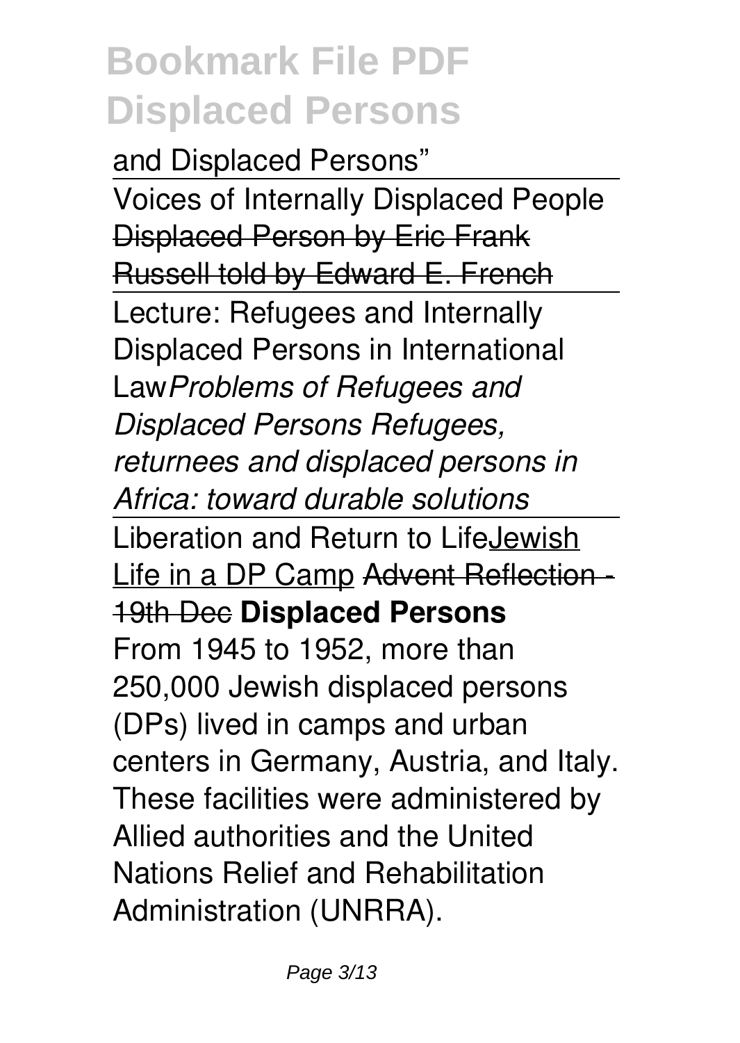and Displaced Persons”

Voices of Internally Displaced People

~~Displaced Person by Eric Frank Russell told by Edward E. French~~

Lecture: Refugees and Internally Displaced Persons in International Law*Problems of Refugees and Displaced Persons Refugees, returnees and displaced persons in Africa: toward durable solutions*

Liberation and Return to LifeJewish Life in a DP Camp ~~Advent Reflection - 19th Dec~~ **Displaced Persons**

From 1945 to 1952, more than 250,000 Jewish displaced persons (DPs) lived in camps and urban centers in Germany, Austria, and Italy. These facilities were administered by Allied authorities and the United Nations Relief and Rehabilitation Administration (UNRRA).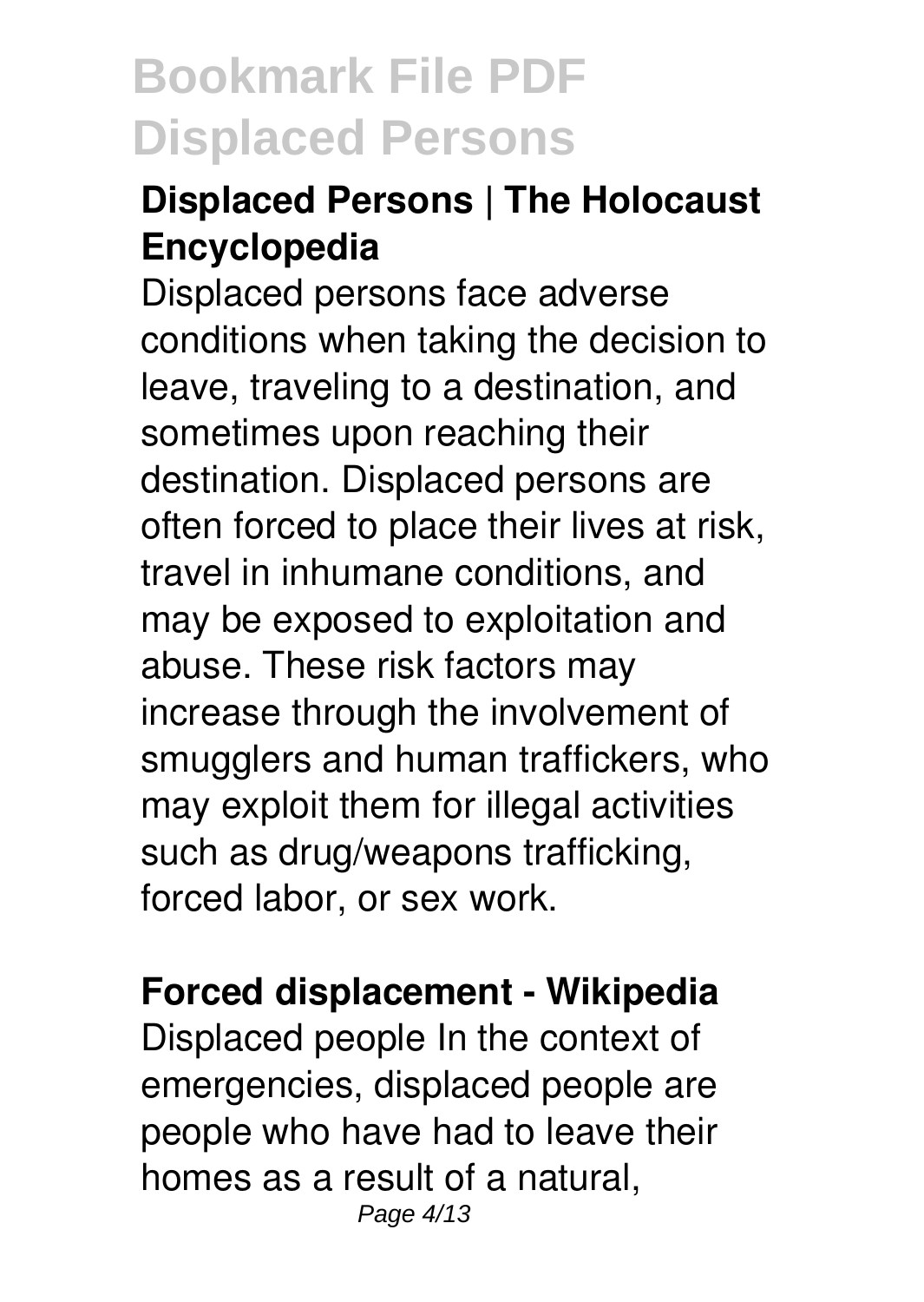## Displaced Persons | The Holocaust Encyclopedia

Displaced persons face adverse conditions when taking the decision to leave, traveling to a destination, and sometimes upon reaching their destination. Displaced persons are often forced to place their lives at risk, travel in inhumane conditions, and may be exposed to exploitation and abuse. These risk factors may increase through the involvement of smugglers and human traffickers, who may exploit them for illegal activities such as drug/weapons trafficking, forced labor, or sex work.

## Forced displacement - Wikipedia

Displaced people In the context of emergencies, displaced people are people who have had to leave their homes as a result of a natural,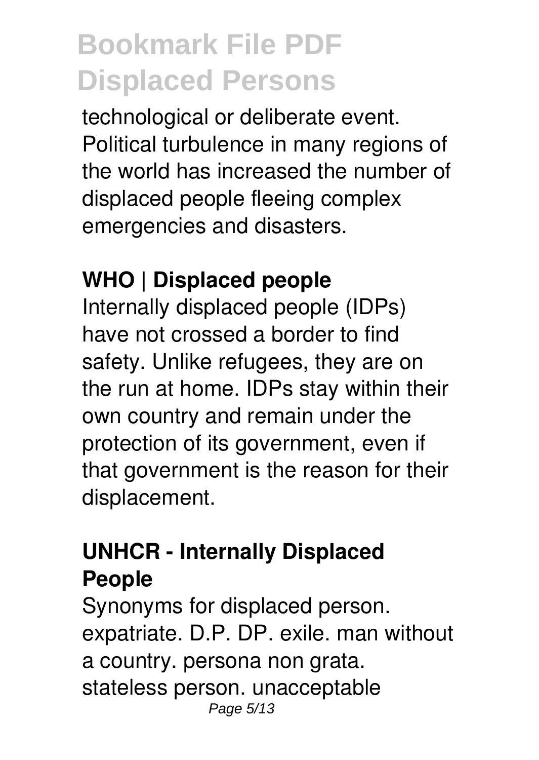technological or deliberate event. Political turbulence in many regions of the world has increased the number of displaced people fleeing complex emergencies and disasters.

**WHO | Displaced people**

Internally displaced people (IDPs) have not crossed a border to find safety. Unlike refugees, they are on the run at home. IDPs stay within their own country and remain under the protection of its government, even if that government is the reason for their displacement.

**UNHCR - Internally Displaced People**

Synonyms for displaced person. expatriate. D.P. DP. exile. man without a country. persona non grata. stateless person. unacceptable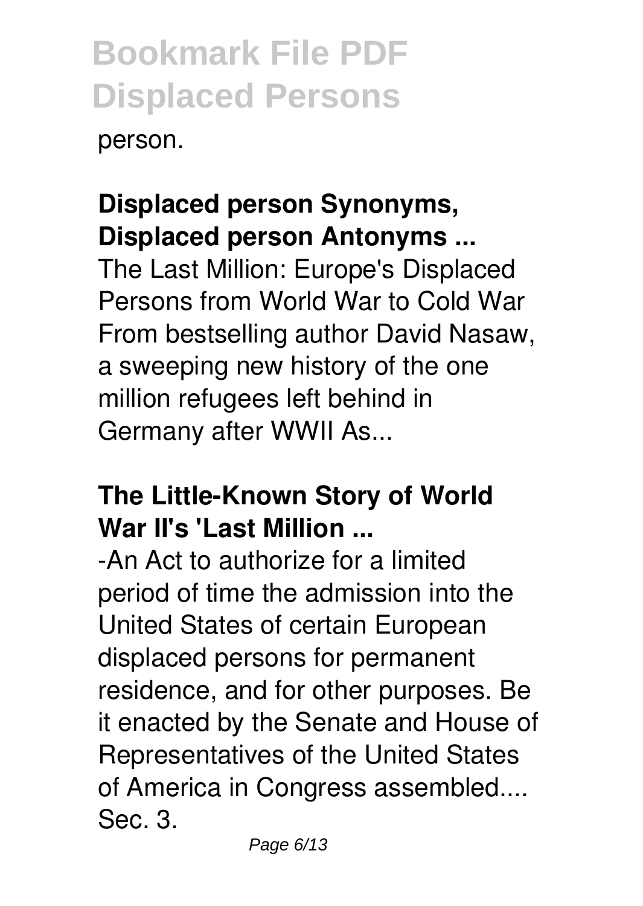person.

### Displaced person Synonyms, Displaced person Antonyms ...

The Last Million: Europe's Displaced Persons from World War to Cold War From bestselling author David Nasaw, a sweeping new history of the one million refugees left behind in Germany after WWII As...

### The Little-Known Story of World War II's 'Last Million ...

-An Act to authorize for a limited period of time the admission into the United States of certain European displaced persons for permanent residence, and for other purposes. Be it enacted by the Senate and House of Representatives of the United States of America in Congress assembled.... Sec. 3.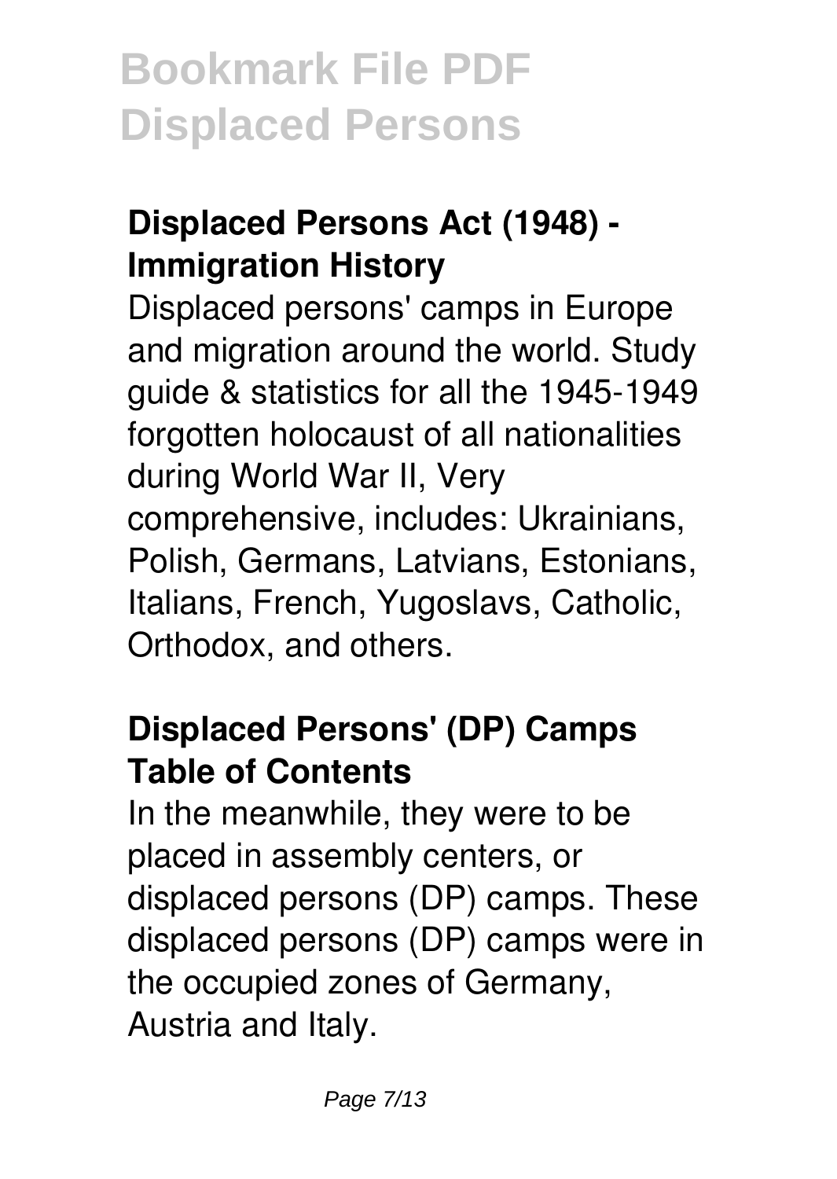### Displaced Persons Act (1948) - Immigration History

Displaced persons' camps in Europe and migration around the world. Study guide & statistics for all the 1945-1949 forgotten holocaust of all nationalities during World War II, Very comprehensive, includes: Ukrainians, Polish, Germans, Latvians, Estonians, Italians, French, Yugoslavs, Catholic, Orthodox, and others.

### Displaced Persons' (DP) Camps Table of Contents

In the meanwhile, they were to be placed in assembly centers, or displaced persons (DP) camps. These displaced persons (DP) camps were in the occupied zones of Germany, Austria and Italy.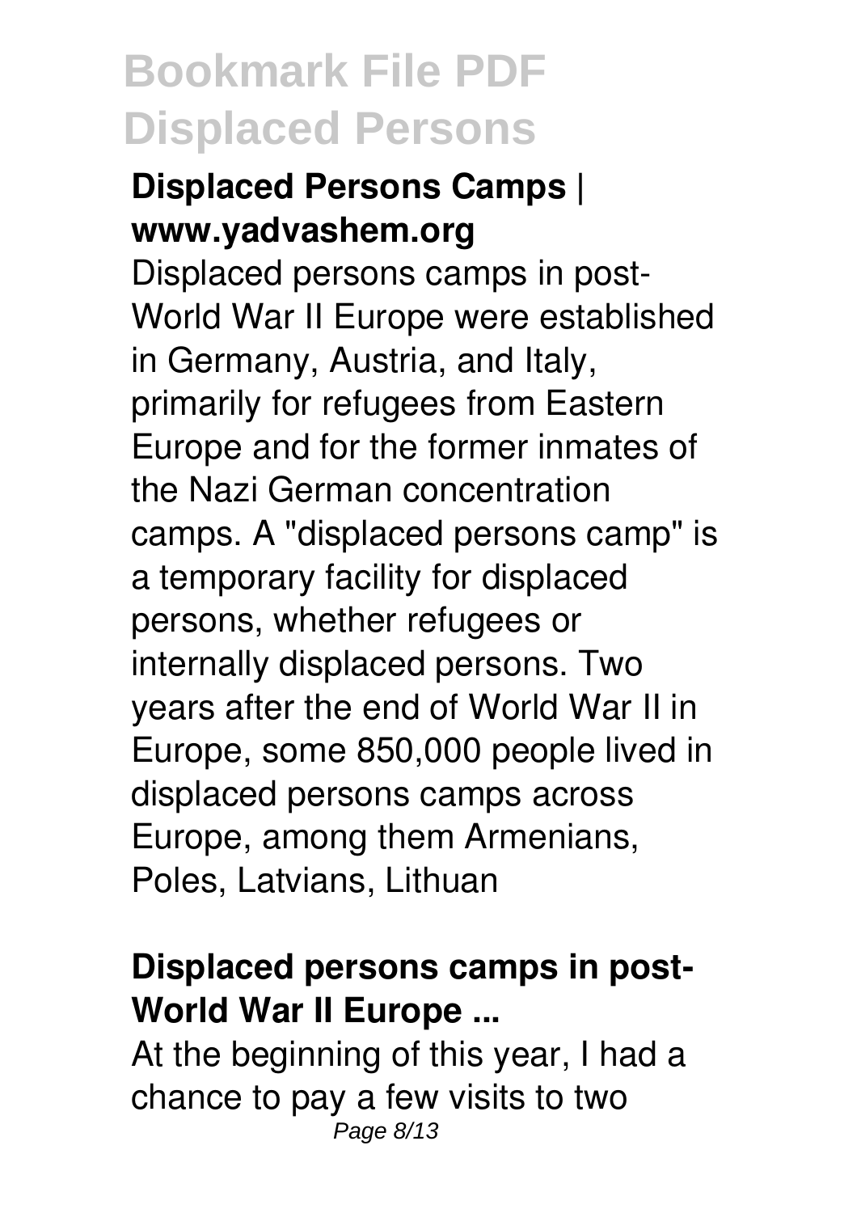**Displaced Persons Camps | www.yadvashem.org**

Displaced persons camps in post-World War II Europe were established in Germany, Austria, and Italy, primarily for refugees from Eastern Europe and for the former inmates of the Nazi German concentration camps. A "displaced persons camp" is a temporary facility for displaced persons, whether refugees or internally displaced persons. Two years after the end of World War II in Europe, some 850,000 people lived in displaced persons camps across Europe, among them Armenians, Poles, Latvians, Lithuan

**Displaced persons camps in post-World War II Europe ...**

At the beginning of this year, I had a chance to pay a few visits to two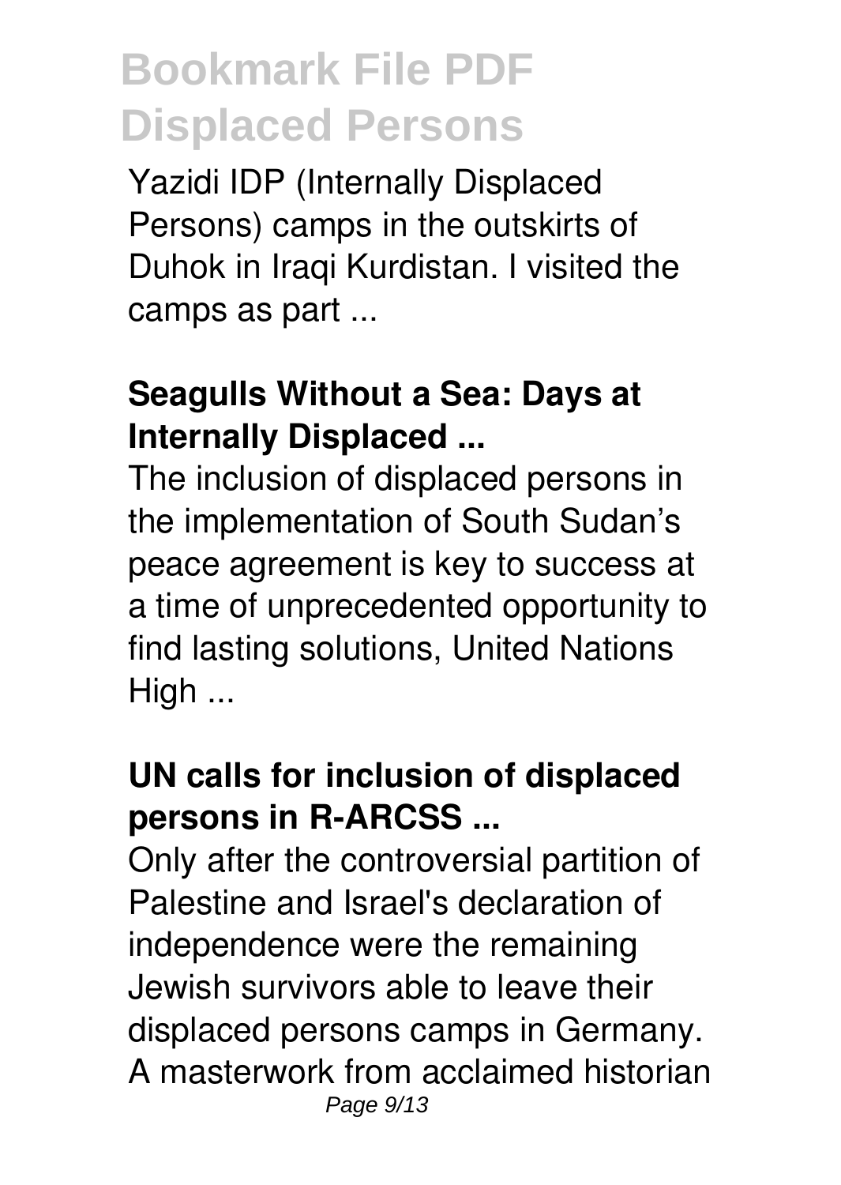Yazidi IDP (Internally Displaced Persons) camps in the outskirts of Duhok in Iraqi Kurdistan. I visited the camps as part ...

**Seagulls Without a Sea: Days at Internally Displaced ...**

The inclusion of displaced persons in the implementation of South Sudan's peace agreement is key to success at a time of unprecedented opportunity to find lasting solutions, United Nations High ...

**UN calls for inclusion of displaced persons in R-ARCSS ...**

Only after the controversial partition of Palestine and Israel's declaration of independence were the remaining Jewish survivors able to leave their displaced persons camps in Germany. A masterwork from acclaimed historian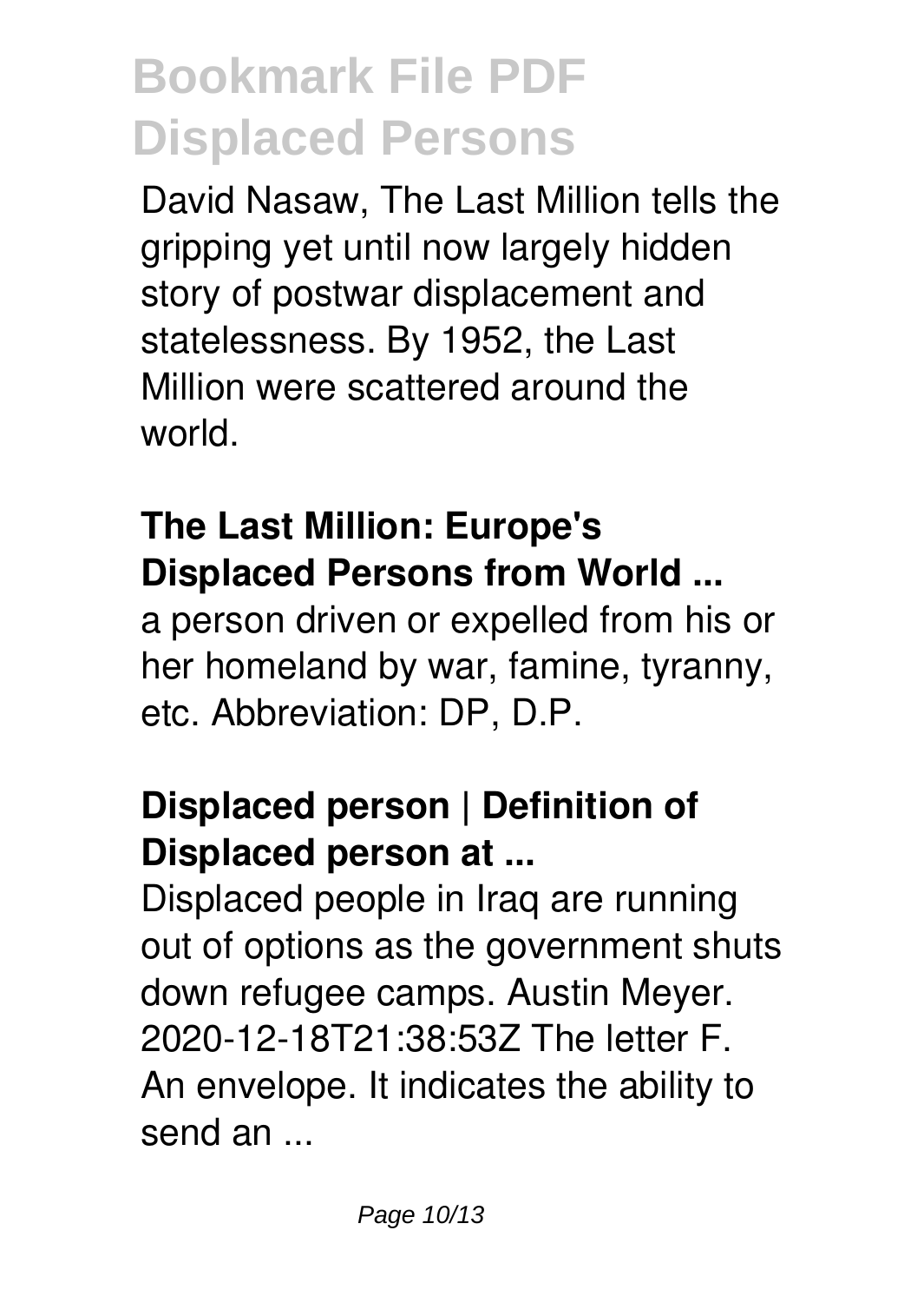David Nasaw, The Last Million tells the gripping yet until now largely hidden story of postwar displacement and statelessness. By 1952, the Last Million were scattered around the world.

**The Last Million: Europe's Displaced Persons from World ...**

a person driven or expelled from his or her homeland by war, famine, tyranny, etc. Abbreviation: DP, D.P.

**Displaced person | Definition of Displaced person at ...**

Displaced people in Iraq are running out of options as the government shuts down refugee camps. Austin Meyer. 2020-12-18T21:38:53Z The letter F. An envelope. It indicates the ability to send an ...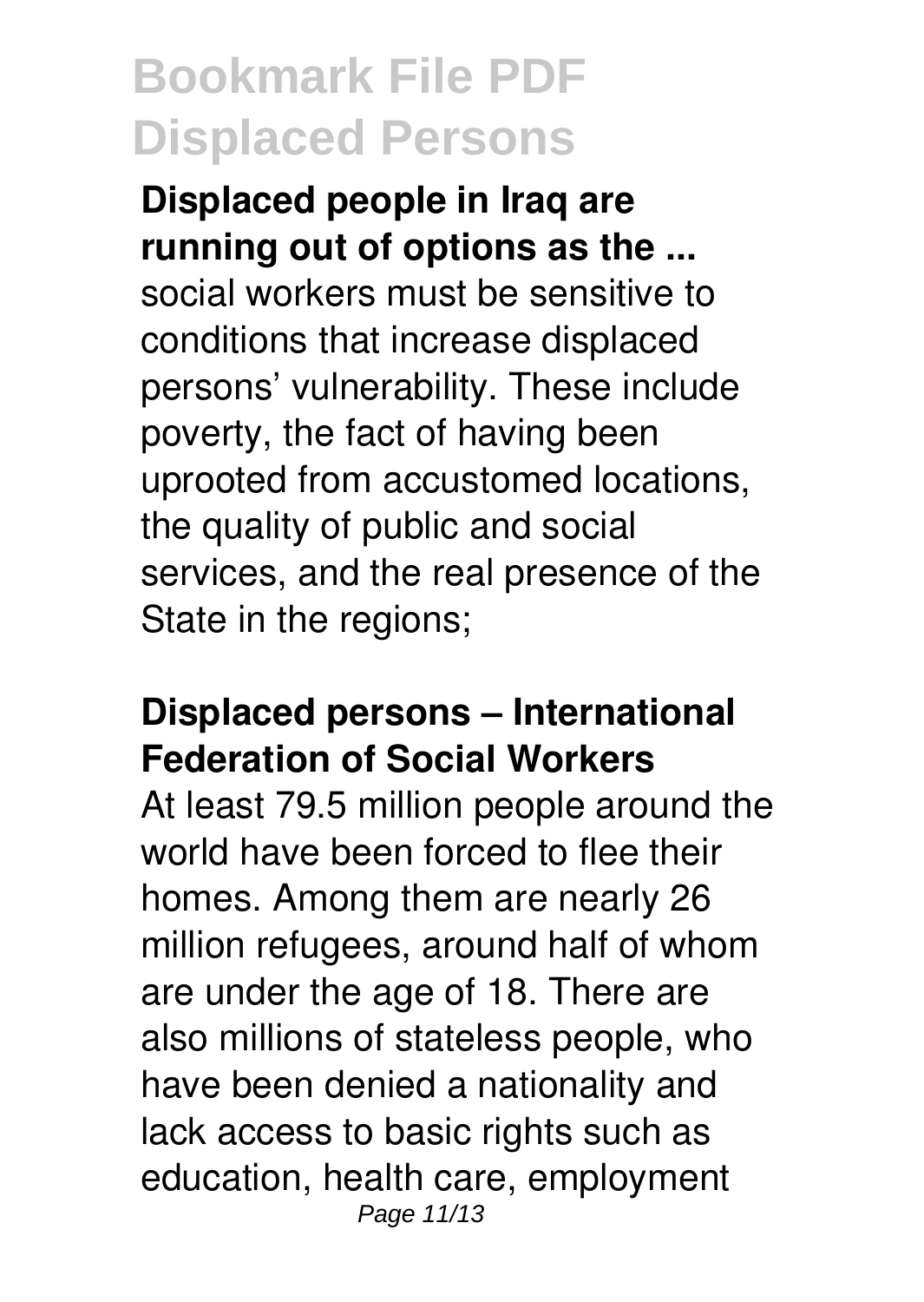**Displaced people in Iraq are running out of options as the ...**

social workers must be sensitive to conditions that increase displaced persons' vulnerability. These include poverty, the fact of having been uprooted from accustomed locations, the quality of public and social services, and the real presence of the State in the regions;

**Displaced persons – International Federation of Social Workers**

At least 79.5 million people around the world have been forced to flee their homes. Among them are nearly 26 million refugees, around half of whom are under the age of 18. There are also millions of stateless people, who have been denied a nationality and lack access to basic rights such as education, health care, employment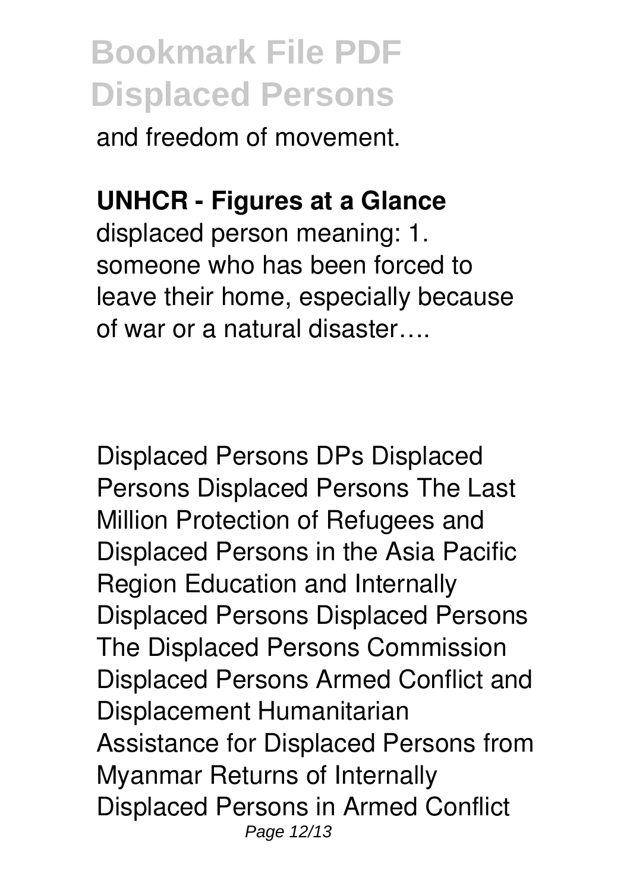and freedom of movement.

**UNHCR - Figures at a Glance**

displaced person meaning: 1. someone who has been forced to leave their home, especially because of war or a natural disaster….

Displaced Persons DPs Displaced Persons Displaced Persons The Last Million Protection of Refugees and Displaced Persons in the Asia Pacific Region Education and Internally Displaced Persons Displaced Persons The Displaced Persons Commission Displaced Persons Armed Conflict and Displacement Humanitarian Assistance for Displaced Persons from Myanmar Returns of Internally Displaced Persons in Armed Conflict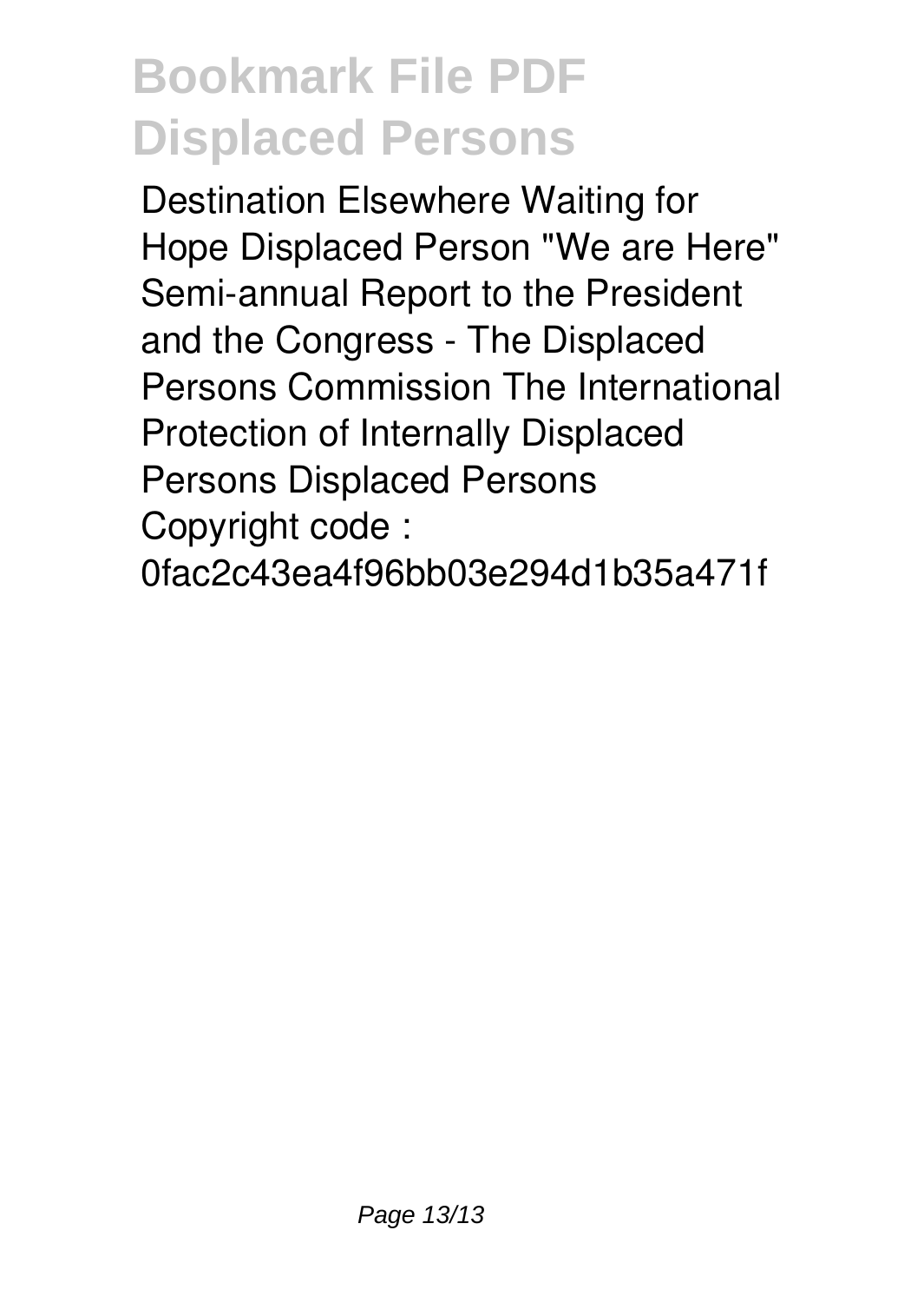Destination Elsewhere Waiting for Hope Displaced Person "We are Here" Semi-annual Report to the President and the Congress - The Displaced Persons Commission The International Protection of Internally Displaced Persons Displaced Persons

Copyright code : 0fac2c43ea4f96bb03e294d1b35a471f